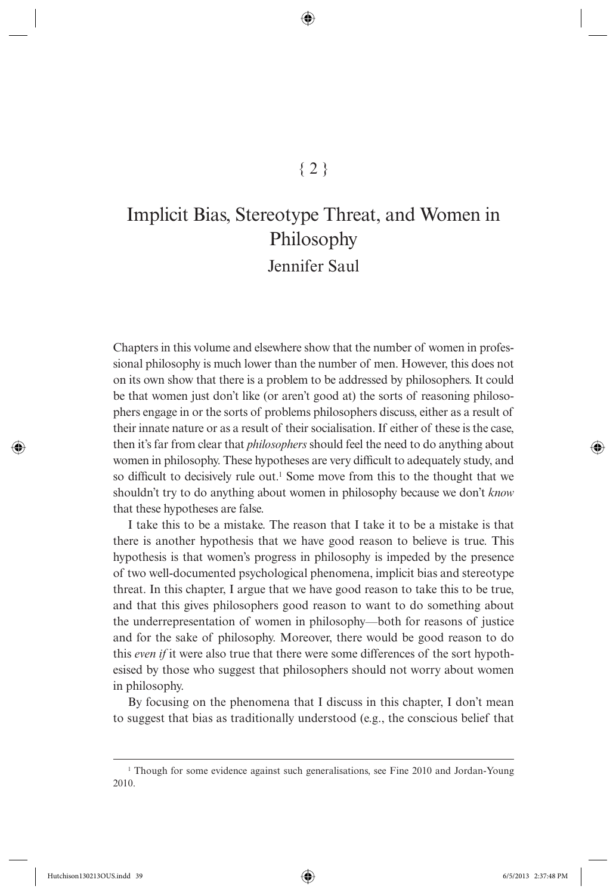{ 2 }

# Implicit Bias, Stereotype Threat, and Women in Philosophy

## Jennifer Saul

Chapters in this volume and elsewhere show that the number of women in professional philosophy is much lower than the number of men. However, this does not on its own show that there is a problem to be addressed by philosophers. It could be that women just don't like (or aren't good at) the sorts of reasoning philosophers engage in or the sorts of problems philosophers discuss, either as a result of their innate nature or as a result of their socialisation. If either of these is the case, then it's far from clear that *philosophers* should feel the need to do anything about women in philosophy. These hypotheses are very difficult to adequately study, and so difficult to decisively rule out.[1] Some move from this to the thought that we shouldn't try to do anything about women in philosophy because we don't *know* that these hypotheses are false.

I take this to be a mistake. The reason that I take it to be a mistake is that there is another hypothesis that we have good reason to believe is true. This hypothesis is that women's progress in philosophy is impeded by the presence of two well-documented psychological phenomena, implicit bias and stereotype threat. In this chapter, I argue that we have good reason to take this to be true, and that this gives philosophers good reason to want to do something about the underrepresentation of women in philosophy—both for reasons of justice and for the sake of philosophy. Moreover, there would be good reason to do this *even if* it were also true that there were some differences of the sort hypothesised by those who suggest that philosophers should not worry about women in philosophy.

By focusing on the phenomena that I discuss in this chapter, I don't mean to suggest that bias as traditionally understood (e.g., the conscious belief that

---

[1] Though for some evidence against such generalisations, see Fine 2010 and Jordan-Young 2010.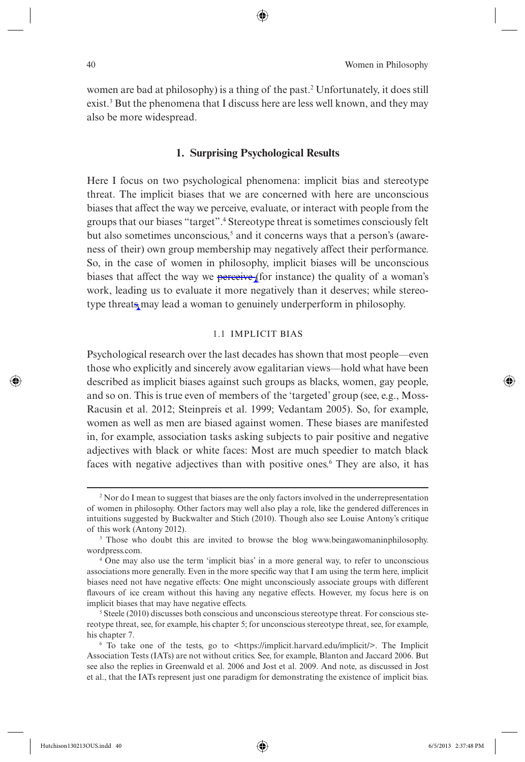women are bad at philosophy) is a thing of the past.[2] Unfortunately, it does still exist.[3] But the phenomena that I discuss here are less well known, and they may also be more widespread.

## 1. Surprising Psychological Results

Here I focus on two psychological phenomena: implicit bias and stereotype threat. The implicit biases that we are concerned with here are unconscious biases that affect the way we perceive, evaluate, or interact with people from the groups that our biases "target".[4] Stereotype threat is sometimes consciously felt but also sometimes unconscious,[5] and it concerns ways that a person's (awareness of their) own group membership may negatively affect their performance. So, in the case of women in philosophy, implicit biases will be unconscious biases that affect the way we ~~perceive~~ (for instance) the quality of a woman's work, leading us to evaluate it more negatively than it deserves; while stereotype threat~~s~~ may lead a woman to genuinely underperform in philosophy.

### 1.1 IMPLICIT BIAS

Psychological research over the last decades has shown that most people—even those who explicitly and sincerely avow egalitarian views—hold what have been described as implicit biases against such groups as blacks, women, gay people, and so on. This is true even of members of the 'targeted' group (see, e.g., Moss-Racusin et al. 2012; Steinpreis et al. 1999; Vedantam 2005). So, for example, women as well as men are biased against women. These biases are manifested in, for example, association tasks asking subjects to pair positive and negative adjectives with black or white faces: Most are much speedier to match black faces with negative adjectives than with positive ones.[6] They are also, it has

---

[2] Nor do I mean to suggest that biases are the only factors involved in the underrepresentation of women in philosophy. Other factors may well also play a role, like the gendered differences in intuitions suggested by Buckwalter and Stich (2010). Though also see Louise Antony's critique of this work (Antony 2012).

[3] Those who doubt this are invited to browse the blog www.beingawomaninphilosophy.wordpress.com.

[4] One may also use the term 'implicit bias' in a more general way, to refer to unconscious associations more generally. Even in the more specific way that I am using the term here, implicit biases need not have negative effects: One might unconsciously associate groups with different flavours of ice cream without this having any negative effects. However, my focus here is on implicit biases that may have negative effects.

[5] Steele (2010) discusses both conscious and unconscious stereotype threat. For conscious stereotype threat, see, for example, his chapter 5; for unconscious stereotype threat, see, for example, his chapter 7.

[6] To take one of the tests, go to <https://implicit.harvard.edu/implicit/>. The Implicit Association Tests (IATs) are not without critics. See, for example, Blanton and Jaccard 2006. But see also the replies in Greenwald et al. 2006 and Jost et al. 2009. And note, as discussed in Jost et al., that the IATs represent just one paradigm for demonstrating the existence of implicit bias.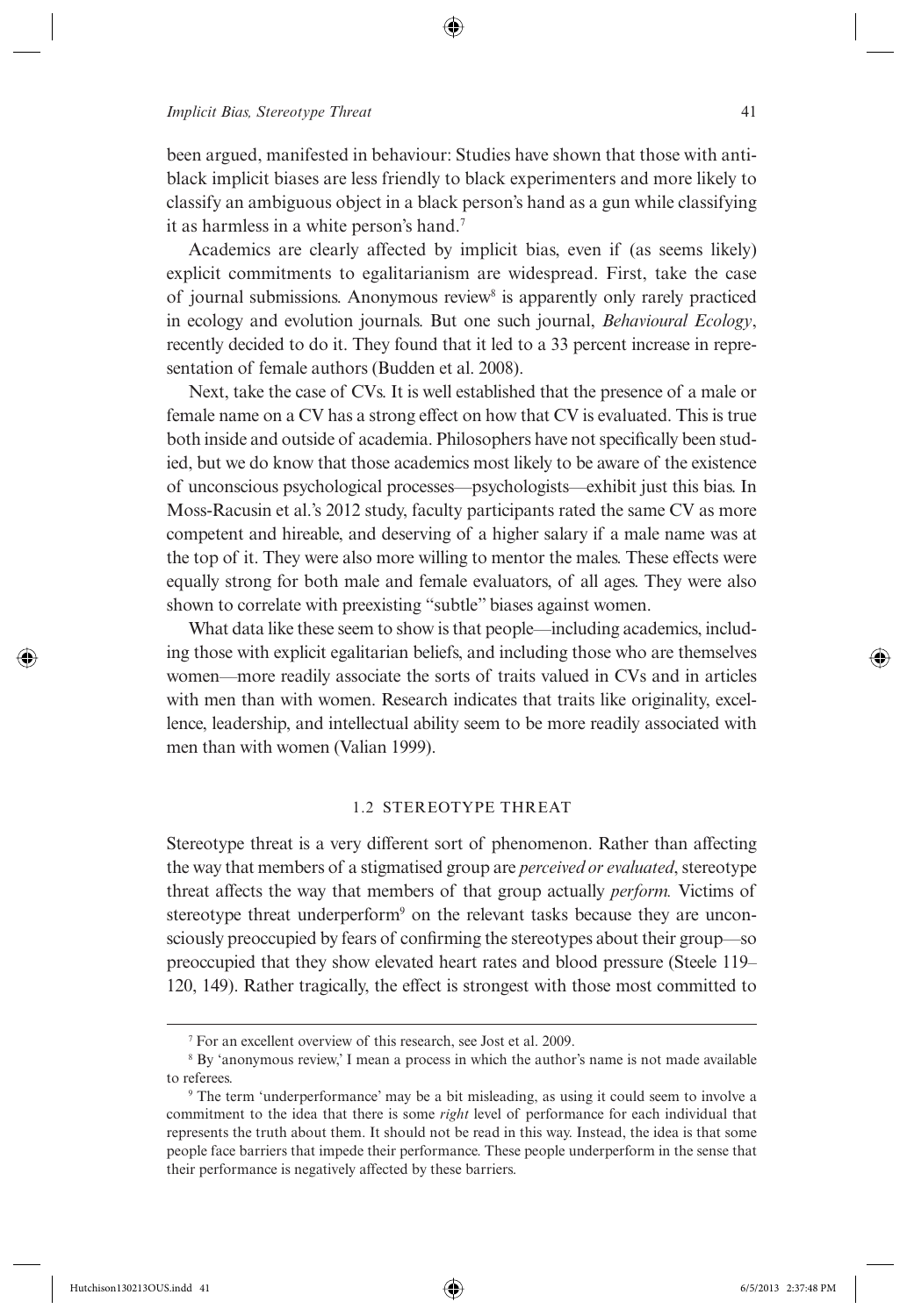been argued, manifested in behaviour: Studies have shown that those with anti-black implicit biases are less friendly to black experimenters and more likely to classify an ambiguous object in a black person's hand as a gun while classifying it as harmless in a white person's hand.[7]

Academics are clearly affected by implicit bias, even if (as seems likely) explicit commitments to egalitarianism are widespread. First, take the case of journal submissions. Anonymous review[8] is apparently only rarely practiced in ecology and evolution journals. But one such journal, *Behavioural Ecology*, recently decided to do it. They found that it led to a 33 percent increase in representation of female authors (Budden et al. 2008).

Next, take the case of CVs. It is well established that the presence of a male or female name on a CV has a strong effect on how that CV is evaluated. This is true both inside and outside of academia. Philosophers have not specifically been studied, but we do know that those academics most likely to be aware of the existence of unconscious psychological processes—psychologists—exhibit just this bias. In Moss-Racusin et al.'s 2012 study, faculty participants rated the same CV as more competent and hireable, and deserving of a higher salary if a male name was at the top of it. They were also more willing to mentor the males. These effects were equally strong for both male and female evaluators, of all ages. They were also shown to correlate with preexisting "subtle" biases against women.

What data like these seem to show is that people—including academics, including those with explicit egalitarian beliefs, and including those who are themselves women—more readily associate the sorts of traits valued in CVs and in articles with men than with women. Research indicates that traits like originality, excellence, leadership, and intellectual ability seem to be more readily associated with men than with women (Valian 1999).

### 1.2 STEREOTYPE THREAT

Stereotype threat is a very different sort of phenomenon. Rather than affecting the way that members of a stigmatised group are *perceived or evaluated*, stereotype threat affects the way that members of that group actually *perform.* Victims of stereotype threat underperform[9] on the relevant tasks because they are unconsciously preoccupied by fears of confirming the stereotypes about their group—so preoccupied that they show elevated heart rates and blood pressure (Steele 119–120, 149). Rather tragically, the effect is strongest with those most committed to

---

[7] For an excellent overview of this research, see Jost et al. 2009.

[8] By 'anonymous review,' I mean a process in which the author's name is not made available to referees.

[9] The term 'underperformance' may be a bit misleading, as using it could seem to involve a commitment to the idea that there is some *right* level of performance for each individual that represents the truth about them. It should not be read in this way. Instead, the idea is that some people face barriers that impede their performance. These people underperform in the sense that their performance is negatively affected by these barriers.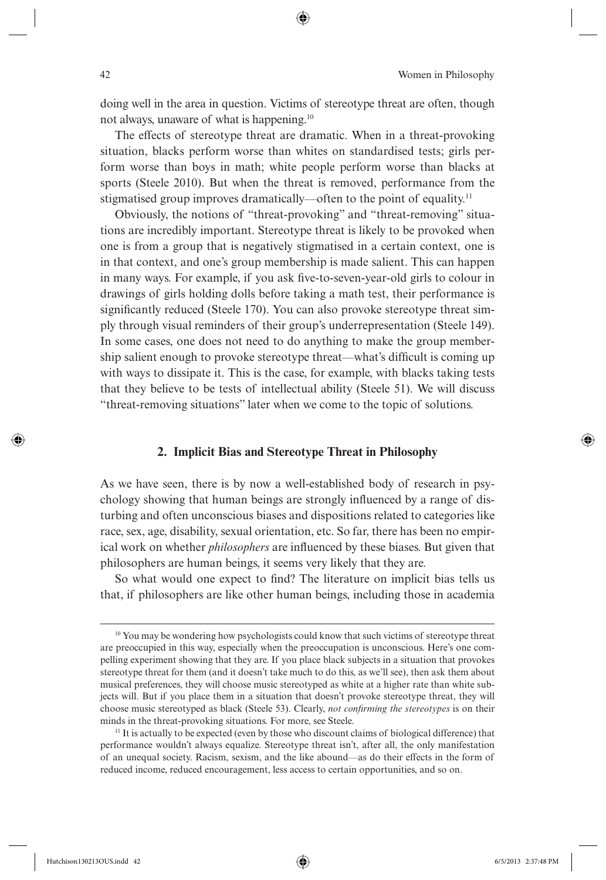doing well in the area in question. Victims of stereotype threat are often, though not always, unaware of what is happening.[10]

The effects of stereotype threat are dramatic. When in a threat-provoking situation, blacks perform worse than whites on standardised tests; girls perform worse than boys in math; white people perform worse than blacks at sports (Steele 2010). But when the threat is removed, performance from the stigmatised group improves dramatically—often to the point of equality.[11]

Obviously, the notions of "threat-provoking" and "threat-removing" situations are incredibly important. Stereotype threat is likely to be provoked when one is from a group that is negatively stigmatised in a certain context, one is in that context, and one's group membership is made salient. This can happen in many ways. For example, if you ask five-to-seven-year-old girls to colour in drawings of girls holding dolls before taking a math test, their performance is significantly reduced (Steele 170). You can also provoke stereotype threat simply through visual reminders of their group's underrepresentation (Steele 149). In some cases, one does not need to do anything to make the group membership salient enough to provoke stereotype threat—what's difficult is coming up with ways to dissipate it. This is the case, for example, with blacks taking tests that they believe to be tests of intellectual ability (Steele 51). We will discuss "threat-removing situations" later when we come to the topic of solutions.

## 2. Implicit Bias and Stereotype Threat in Philosophy

As we have seen, there is by now a well-established body of research in psychology showing that human beings are strongly influenced by a range of disturbing and often unconscious biases and dispositions related to categories like race, sex, age, disability, sexual orientation, etc. So far, there has been no empirical work on whether *philosophers* are influenced by these biases. But given that philosophers are human beings, it seems very likely that they are.

So what would one expect to find? The literature on implicit bias tells us that, if philosophers are like other human beings, including those in academia

---

[10] You may be wondering how psychologists could know that such victims of stereotype threat are preoccupied in this way, especially when the preoccupation is unconscious. Here's one compelling experiment showing that they are. If you place black subjects in a situation that provokes stereotype threat for them (and it doesn't take much to do this, as we'll see), then ask them about musical preferences, they will choose music stereotyped as white at a higher rate than white subjects will. But if you place them in a situation that doesn't provoke stereotype threat, they will choose music stereotyped as black (Steele 53). Clearly, *not confirming the stereotypes* is on their minds in the threat-provoking situations. For more, see Steele.

[11] It is actually to be expected (even by those who discount claims of biological difference) that performance wouldn't always equalize. Stereotype threat isn't, after all, the only manifestation of an unequal society. Racism, sexism, and the like abound—as do their effects in the form of reduced income, reduced encouragement, less access to certain opportunities, and so on.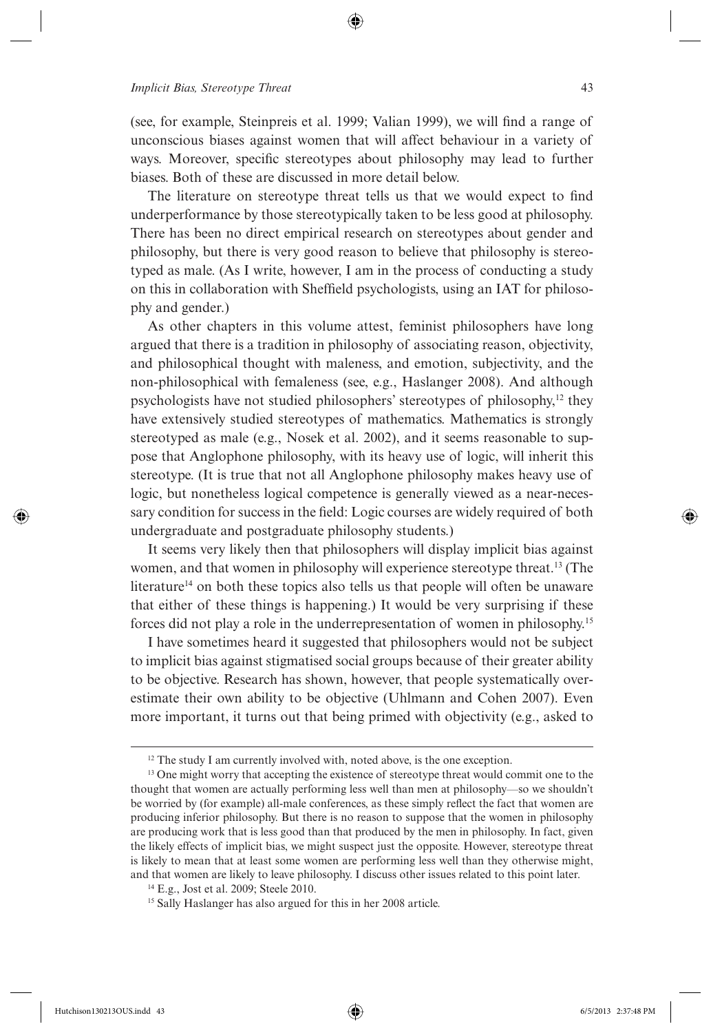(see, for example, Steinpreis et al. 1999; Valian 1999), we will find a range of unconscious biases against women that will affect behaviour in a variety of ways. Moreover, specific stereotypes about philosophy may lead to further biases. Both of these are discussed in more detail below.

The literature on stereotype threat tells us that we would expect to find underperformance by those stereotypically taken to be less good at philosophy. There has been no direct empirical research on stereotypes about gender and philosophy, but there is very good reason to believe that philosophy is stereotyped as male. (As I write, however, I am in the process of conducting a study on this in collaboration with Sheffield psychologists, using an IAT for philosophy and gender.)

As other chapters in this volume attest, feminist philosophers have long argued that there is a tradition in philosophy of associating reason, objectivity, and philosophical thought with maleness, and emotion, subjectivity, and the non-philosophical with femaleness (see, e.g., Haslanger 2008). And although psychologists have not studied philosophers' stereotypes of philosophy,[12] they have extensively studied stereotypes of mathematics. Mathematics is strongly stereotyped as male (e.g., Nosek et al. 2002), and it seems reasonable to suppose that Anglophone philosophy, with its heavy use of logic, will inherit this stereotype. (It is true that not all Anglophone philosophy makes heavy use of logic, but nonetheless logical competence is generally viewed as a near-necessary condition for success in the field: Logic courses are widely required of both undergraduate and postgraduate philosophy students.)

It seems very likely then that philosophers will display implicit bias against women, and that women in philosophy will experience stereotype threat.[13] (The literature[14] on both these topics also tells us that people will often be unaware that either of these things is happening.) It would be very surprising if these forces did not play a role in the underrepresentation of women in philosophy.[15]

I have sometimes heard it suggested that philosophers would not be subject to implicit bias against stigmatised social groups because of their greater ability to be objective. Research has shown, however, that people systematically overestimate their own ability to be objective (Uhlmann and Cohen 2007). Even more important, it turns out that being primed with objectivity (e.g., asked to

---

[12] The study I am currently involved with, noted above, is the one exception.

[13] One might worry that accepting the existence of stereotype threat would commit one to the thought that women are actually performing less well than men at philosophy—so we shouldn't be worried by (for example) all-male conferences, as these simply reflect the fact that women are producing inferior philosophy. But there is no reason to suppose that the women in philosophy are producing work that is less good than that produced by the men in philosophy. In fact, given the likely effects of implicit bias, we might suspect just the opposite. However, stereotype threat is likely to mean that at least some women are performing less well than they otherwise might, and that women are likely to leave philosophy. I discuss other issues related to this point later.

[14] E.g., Jost et al. 2009; Steele 2010.

[15] Sally Haslanger has also argued for this in her 2008 article.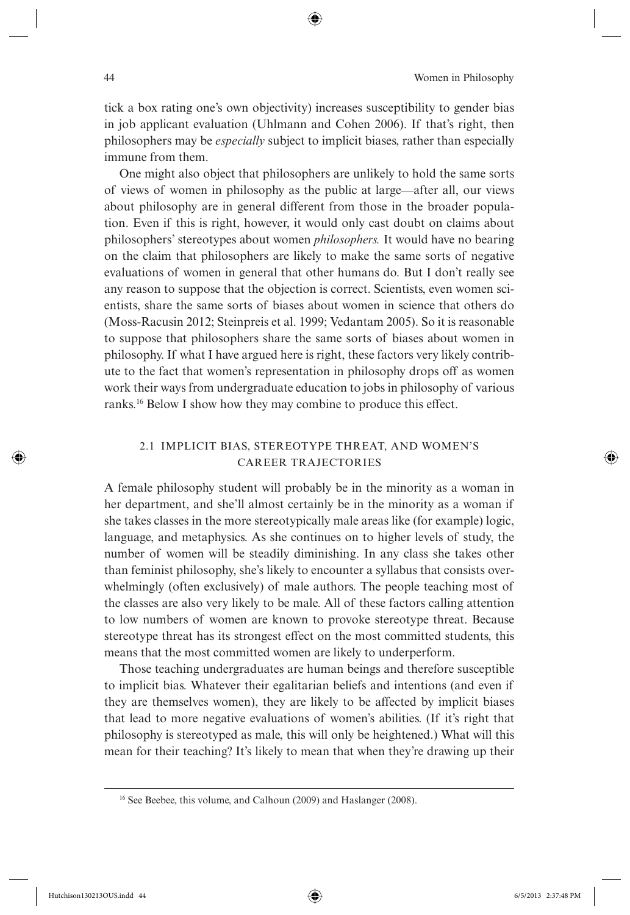tick a box rating one's own objectivity) increases susceptibility to gender bias in job applicant evaluation (Uhlmann and Cohen 2006). If that's right, then philosophers may be *especially* subject to implicit biases, rather than especially immune from them.

One might also object that philosophers are unlikely to hold the same sorts of views of women in philosophy as the public at large—after all, our views about philosophy are in general different from those in the broader population. Even if this is right, however, it would only cast doubt on claims about philosophers' stereotypes about women *philosophers.* It would have no bearing on the claim that philosophers are likely to make the same sorts of negative evaluations of women in general that other humans do. But I don't really see any reason to suppose that the objection is correct. Scientists, even women scientists, share the same sorts of biases about women in science that others do (Moss-Racusin 2012; Steinpreis et al. 1999; Vedantam 2005). So it is reasonable to suppose that philosophers share the same sorts of biases about women in philosophy. If what I have argued here is right, these factors very likely contribute to the fact that women's representation in philosophy drops off as women work their ways from undergraduate education to jobs in philosophy of various ranks.[16] Below I show how they may combine to produce this effect.

## 2.1 IMPLICIT BIAS, STEREOTYPE THREAT, AND WOMEN'S CAREER TRAJECTORIES

A female philosophy student will probably be in the minority as a woman in her department, and she'll almost certainly be in the minority as a woman if she takes classes in the more stereotypically male areas like (for example) logic, language, and metaphysics. As she continues on to higher levels of study, the number of women will be steadily diminishing. In any class she takes other than feminist philosophy, she's likely to encounter a syllabus that consists overwhelmingly (often exclusively) of male authors. The people teaching most of the classes are also very likely to be male. All of these factors calling attention to low numbers of women are known to provoke stereotype threat. Because stereotype threat has its strongest effect on the most committed students, this means that the most committed women are likely to underperform.

Those teaching undergraduates are human beings and therefore susceptible to implicit bias. Whatever their egalitarian beliefs and intentions (and even if they are themselves women), they are likely to be affected by implicit biases that lead to more negative evaluations of women's abilities. (If it's right that philosophy is stereotyped as male, this will only be heightened.) What will this mean for their teaching? It's likely to mean that when they're drawing up their

[16] See Beebee, this volume, and Calhoun (2009) and Haslanger (2008).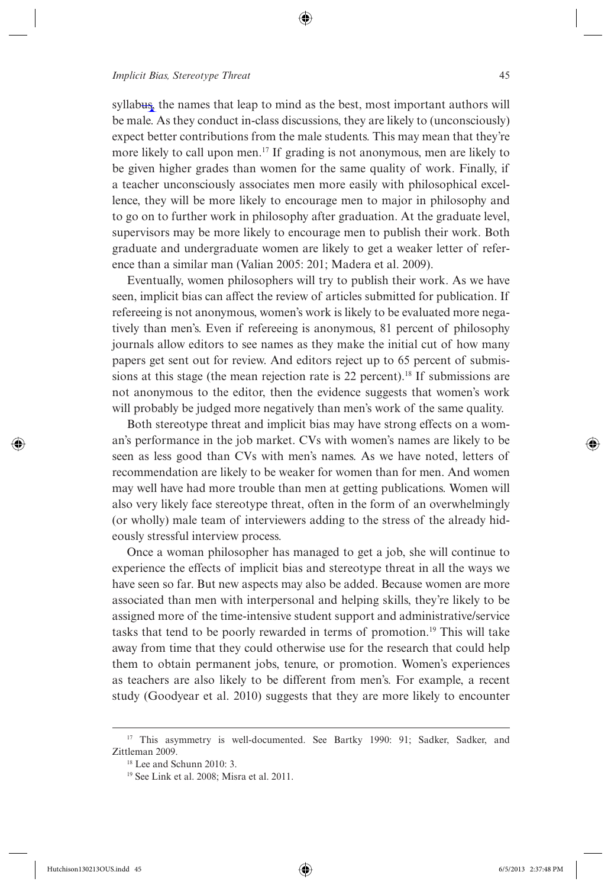syllabus, the names that leap to mind as the best, most important authors will be male. As they conduct in-class discussions, they are likely to (unconsciously) expect better contributions from the male students. This may mean that they're more likely to call upon men.[17] If grading is not anonymous, men are likely to be given higher grades than women for the same quality of work. Finally, if a teacher unconsciously associates men more easily with philosophical excellence, they will be more likely to encourage men to major in philosophy and to go on to further work in philosophy after graduation. At the graduate level, supervisors may be more likely to encourage men to publish their work. Both graduate and undergraduate women are likely to get a weaker letter of reference than a similar man (Valian 2005: 201; Madera et al. 2009).

Eventually, women philosophers will try to publish their work. As we have seen, implicit bias can affect the review of articles submitted for publication. If refereeing is not anonymous, women's work is likely to be evaluated more negatively than men's. Even if refereeing is anonymous, 81 percent of philosophy journals allow editors to see names as they make the initial cut of how many papers get sent out for review. And editors reject up to 65 percent of submissions at this stage (the mean rejection rate is 22 percent).[18] If submissions are not anonymous to the editor, then the evidence suggests that women's work will probably be judged more negatively than men's work of the same quality.

Both stereotype threat and implicit bias may have strong effects on a woman's performance in the job market. CVs with women's names are likely to be seen as less good than CVs with men's names. As we have noted, letters of recommendation are likely to be weaker for women than for men. And women may well have had more trouble than men at getting publications. Women will also very likely face stereotype threat, often in the form of an overwhelmingly (or wholly) male team of interviewers adding to the stress of the already hideously stressful interview process.

Once a woman philosopher has managed to get a job, she will continue to experience the effects of implicit bias and stereotype threat in all the ways we have seen so far. But new aspects may also be added. Because women are more associated than men with interpersonal and helping skills, they're likely to be assigned more of the time-intensive student support and administrative/service tasks that tend to be poorly rewarded in terms of promotion.[19] This will take away from time that they could otherwise use for the research that could help them to obtain permanent jobs, tenure, or promotion. Women's experiences as teachers are also likely to be different from men's. For example, a recent study (Goodyear et al. 2010) suggests that they are more likely to encounter

---

[17] This asymmetry is well-documented. See Bartky 1990: 91; Sadker, Sadker, and Zittleman 2009.

[18] Lee and Schunn 2010: 3.

[19] See Link et al. 2008; Misra et al. 2011.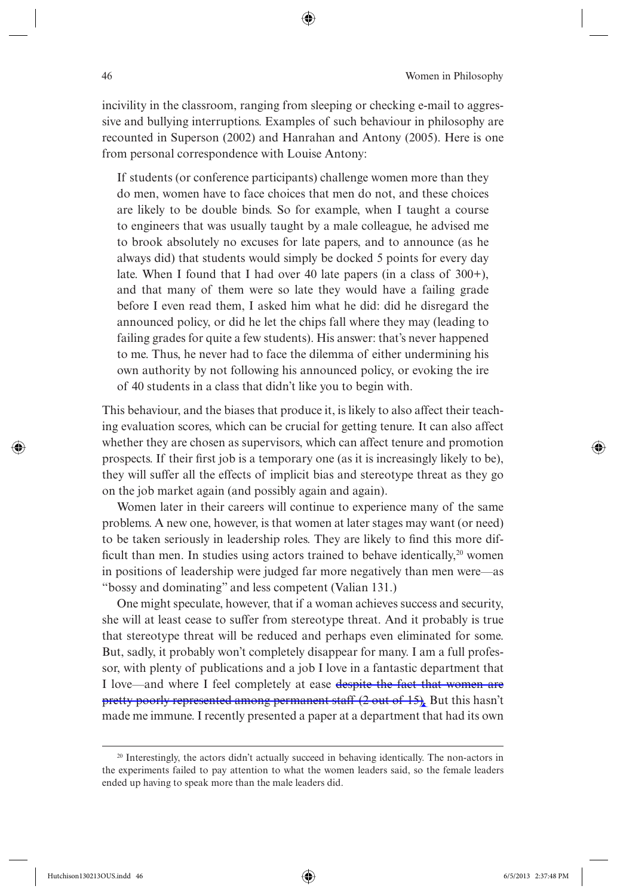incivility in the classroom, ranging from sleeping or checking e-mail to aggressive and bullying interruptions. Examples of such behaviour in philosophy are recounted in Superson (2002) and Hanrahan and Antony (2005). Here is one from personal correspondence with Louise Antony:

> If students (or conference participants) challenge women more than they do men, women have to face choices that men do not, and these choices are likely to be double binds. So for example, when I taught a course to engineers that was usually taught by a male colleague, he advised me to brook absolutely no excuses for late papers, and to announce (as he always did) that students would simply be docked 5 points for every day late. When I found that I had over 40 late papers (in a class of 300+), and that many of them were so late they would have a failing grade before I even read them, I asked him what he did: did he disregard the announced policy, or did he let the chips fall where they may (leading to failing grades for quite a few students). His answer: that's never happened to me. Thus, he never had to face the dilemma of either undermining his own authority by not following his announced policy, or evoking the ire of 40 students in a class that didn't like you to begin with.

This behaviour, and the biases that produce it, is likely to also affect their teaching evaluation scores, which can be crucial for getting tenure. It can also affect whether they are chosen as supervisors, which can affect tenure and promotion prospects. If their first job is a temporary one (as it is increasingly likely to be), they will suffer all the effects of implicit bias and stereotype threat as they go on the job market again (and possibly again and again).

Women later in their careers will continue to experience many of the same problems. A new one, however, is that women at later stages may want (or need) to be taken seriously in leadership roles. They are likely to find this more difficult than men. In studies using actors trained to behave identically,[20] women in positions of leadership were judged far more negatively than men were—as "bossy and dominating" and less competent (Valian 131.)

One might speculate, however, that if a woman achieves success and security, she will at least cease to suffer from stereotype threat. And it probably is true that stereotype threat will be reduced and perhaps even eliminated for some. But, sadly, it probably won't completely disappear for many. I am a full professor, with plenty of publications and a job I love in a fantastic department that I love—and where I feel completely at ease ~~despite the fact that women are pretty poorly represented among permanent staff (2 out of 15)~~. But this hasn't made me immune. I recently presented a paper at a department that had its own

[20] Interestingly, the actors didn't actually succeed in behaving identically. The non-actors in the experiments failed to pay attention to what the women leaders said, so the female leaders ended up having to speak more than the male leaders did.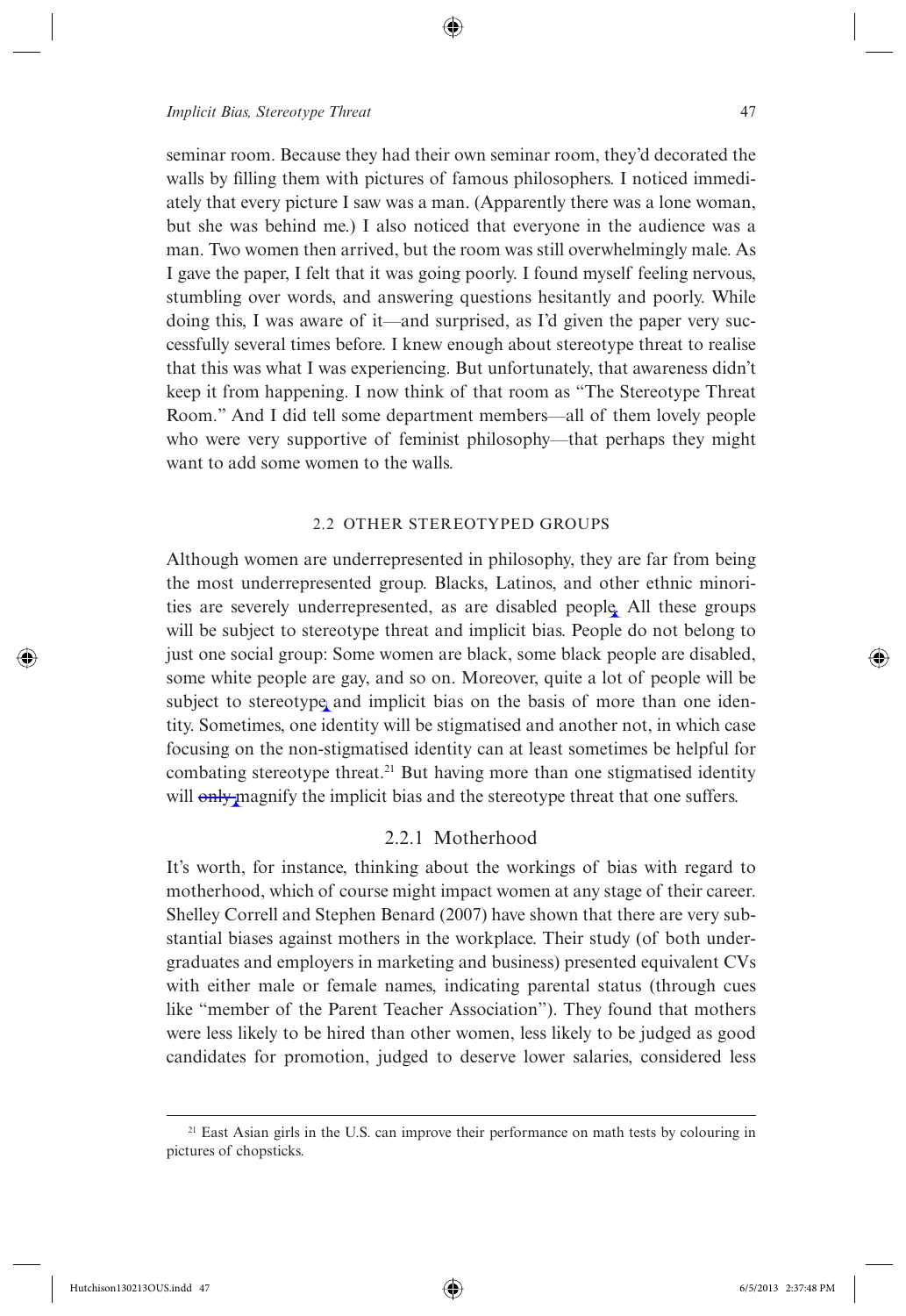seminar room. Because they had their own seminar room, they'd decorated the walls by filling them with pictures of famous philosophers. I noticed immediately that every picture I saw was a man. (Apparently there was a lone woman, but she was behind me.) I also noticed that everyone in the audience was a man. Two women then arrived, but the room was still overwhelmingly male. As I gave the paper, I felt that it was going poorly. I found myself feeling nervous, stumbling over words, and answering questions hesitantly and poorly. While doing this, I was aware of it—and surprised, as I'd given the paper very successfully several times before. I knew enough about stereotype threat to realise that this was what I was experiencing. But unfortunately, that awareness didn't keep it from happening. I now think of that room as "The Stereotype Threat Room." And I did tell some department members—all of them lovely people who were very supportive of feminist philosophy—that perhaps they might want to add some women to the walls.

## 2.2 OTHER STEREOTYPED GROUPS

Although women are underrepresented in philosophy, they are far from being the most underrepresented group. Blacks, Latinos, and other ethnic minorities are severely underrepresented, as are disabled people. All these groups will be subject to stereotype threat and implicit bias. People do not belong to just one social group: Some women are black, some black people are disabled, some white people are gay, and so on. Moreover, quite a lot of people will be subject to stereotype and implicit bias on the basis of more than one identity. Sometimes, one identity will be stigmatised and another not, in which case focusing on the non-stigmatised identity can at least sometimes be helpful for combating stereotype threat.[21] But having more than one stigmatised identity will ~~only~~ magnify the implicit bias and the stereotype threat that one suffers.

### 2.2.1 Motherhood

It's worth, for instance, thinking about the workings of bias with regard to motherhood, which of course might impact women at any stage of their career. Shelley Correll and Stephen Benard (2007) have shown that there are very substantial biases against mothers in the workplace. Their study (of both undergraduates and employers in marketing and business) presented equivalent CVs with either male or female names, indicating parental status (through cues like "member of the Parent Teacher Association"). They found that mothers were less likely to be hired than other women, less likely to be judged as good candidates for promotion, judged to deserve lower salaries, considered less

[21] East Asian girls in the U.S. can improve their performance on math tests by colouring in pictures of chopsticks.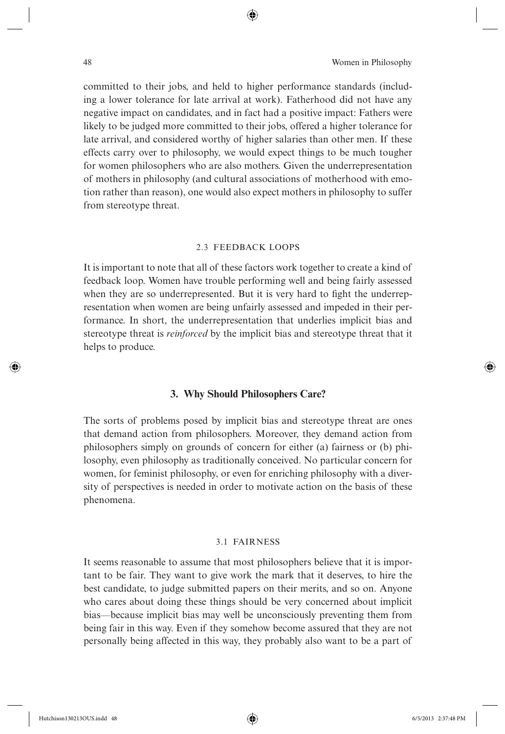committed to their jobs, and held to higher performance standards (including a lower tolerance for late arrival at work). Fatherhood did not have any negative impact on candidates, and in fact had a positive impact: Fathers were likely to be judged more committed to their jobs, offered a higher tolerance for late arrival, and considered worthy of higher salaries than other men. If these effects carry over to philosophy, we would expect things to be much tougher for women philosophers who are also mothers. Given the underrepresentation of mothers in philosophy (and cultural associations of motherhood with emotion rather than reason), one would also expect mothers in philosophy to suffer from stereotype threat.

### 2.3 FEEDBACK LOOPS

It is important to note that all of these factors work together to create a kind of feedback loop. Women have trouble performing well and being fairly assessed when they are so underrepresented. But it is very hard to fight the underrepresentation when women are being unfairly assessed and impeded in their performance. In short, the underrepresentation that underlies implicit bias and stereotype threat is *reinforced* by the implicit bias and stereotype threat that it helps to produce.

## 3. Why Should Philosophers Care?

The sorts of problems posed by implicit bias and stereotype threat are ones that demand action from philosophers. Moreover, they demand action from philosophers simply on grounds of concern for either (a) fairness or (b) philosophy, even philosophy as traditionally conceived. No particular concern for women, for feminist philosophy, or even for enriching philosophy with a diversity of perspectives is needed in order to motivate action on the basis of these phenomena.

### 3.1 FAIRNESS

It seems reasonable to assume that most philosophers believe that it is important to be fair. They want to give work the mark that it deserves, to hire the best candidate, to judge submitted papers on their merits, and so on. Anyone who cares about doing these things should be very concerned about implicit bias—because implicit bias may well be unconsciously preventing them from being fair in this way. Even if they somehow become assured that they are not personally being affected in this way, they probably also want to be a part of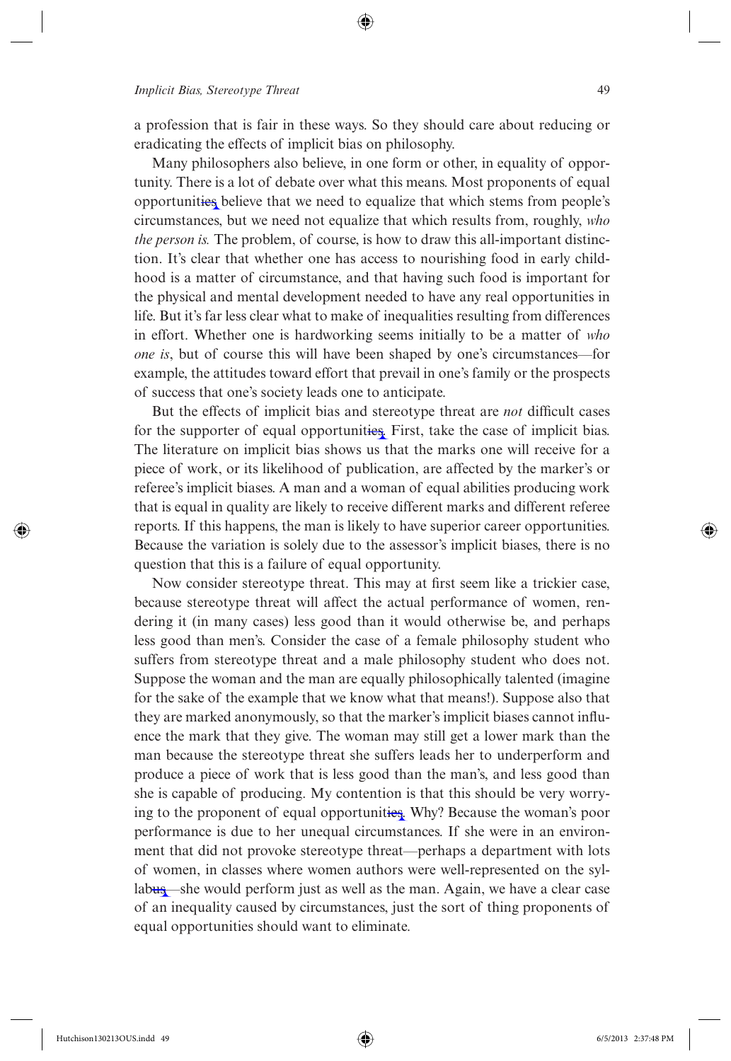a profession that is fair in these ways. So they should care about reducing or eradicating the effects of implicit bias on philosophy.

Many philosophers also believe, in one form or other, in equality of opportunity. There is a lot of debate over what this means. Most proponents of equal opportunities believe that we need to equalize that which stems from people's circumstances, but we need not equalize that which results from, roughly, *who the person is.* The problem, of course, is how to draw this all-important distinction. It's clear that whether one has access to nourishing food in early childhood is a matter of circumstance, and that having such food is important for the physical and mental development needed to have any real opportunities in life. But it's far less clear what to make of inequalities resulting from differences in effort. Whether one is hardworking seems initially to be a matter of *who one is*, but of course this will have been shaped by one's circumstances—for example, the attitudes toward effort that prevail in one's family or the prospects of success that one's society leads one to anticipate.

But the effects of implicit bias and stereotype threat are *not* difficult cases for the supporter of equal opportunities. First, take the case of implicit bias. The literature on implicit bias shows us that the marks one will receive for a piece of work, or its likelihood of publication, are affected by the marker's or referee's implicit biases. A man and a woman of equal abilities producing work that is equal in quality are likely to receive different marks and different referee reports. If this happens, the man is likely to have superior career opportunities. Because the variation is solely due to the assessor's implicit biases, there is no question that this is a failure of equal opportunity.

Now consider stereotype threat. This may at first seem like a trickier case, because stereotype threat will affect the actual performance of women, rendering it (in many cases) less good than it would otherwise be, and perhaps less good than men's. Consider the case of a female philosophy student who suffers from stereotype threat and a male philosophy student who does not. Suppose the woman and the man are equally philosophically talented (imagine for the sake of the example that we know what that means!). Suppose also that they are marked anonymously, so that the marker's implicit biases cannot influence the mark that they give. The woman may still get a lower mark than the man because the stereotype threat she suffers leads her to underperform and produce a piece of work that is less good than the man's, and less good than she is capable of producing. My contention is that this should be very worrying to the proponent of equal opportunities. Why? Because the woman's poor performance is due to her unequal circumstances. If she were in an environment that did not provoke stereotype threat—perhaps a department with lots of women, in classes where women authors were well-represented on the syllabus—she would perform just as well as the man. Again, we have a clear case of an inequality caused by circumstances, just the sort of thing proponents of equal opportunities should want to eliminate.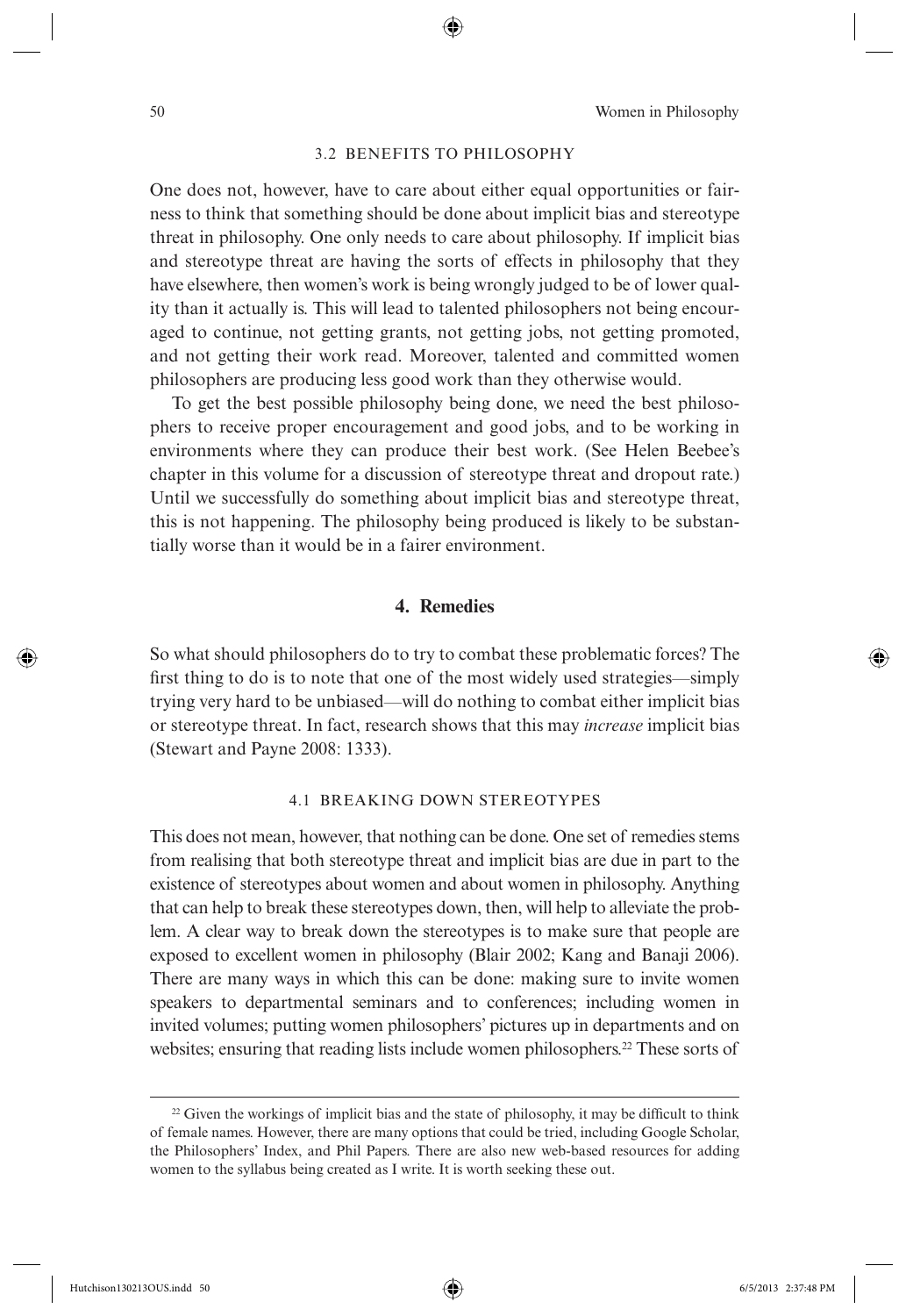### 3.2 BENEFITS TO PHILOSOPHY

One does not, however, have to care about either equal opportunities or fairness to think that something should be done about implicit bias and stereotype threat in philosophy. One only needs to care about philosophy. If implicit bias and stereotype threat are having the sorts of effects in philosophy that they have elsewhere, then women's work is being wrongly judged to be of lower quality than it actually is. This will lead to talented philosophers not being encouraged to continue, not getting grants, not getting jobs, not getting promoted, and not getting their work read. Moreover, talented and committed women philosophers are producing less good work than they otherwise would.

To get the best possible philosophy being done, we need the best philosophers to receive proper encouragement and good jobs, and to be working in environments where they can produce their best work. (See Helen Beebee's chapter in this volume for a discussion of stereotype threat and dropout rate.) Until we successfully do something about implicit bias and stereotype threat, this is not happening. The philosophy being produced is likely to be substantially worse than it would be in a fairer environment.

## 4. Remedies

So what should philosophers do to try to combat these problematic forces? The first thing to do is to note that one of the most widely used strategies—simply trying very hard to be unbiased—will do nothing to combat either implicit bias or stereotype threat. In fact, research shows that this may *increase* implicit bias (Stewart and Payne 2008: 1333).

### 4.1 BREAKING DOWN STEREOTYPES

This does not mean, however, that nothing can be done. One set of remedies stems from realising that both stereotype threat and implicit bias are due in part to the existence of stereotypes about women and about women in philosophy. Anything that can help to break these stereotypes down, then, will help to alleviate the problem. A clear way to break down the stereotypes is to make sure that people are exposed to excellent women in philosophy (Blair 2002; Kang and Banaji 2006). There are many ways in which this can be done: making sure to invite women speakers to departmental seminars and to conferences; including women in invited volumes; putting women philosophers' pictures up in departments and on websites; ensuring that reading lists include women philosophers.[22] These sorts of

[22] Given the workings of implicit bias and the state of philosophy, it may be difficult to think of female names. However, there are many options that could be tried, including Google Scholar, the Philosophers' Index, and Phil Papers. There are also new web-based resources for adding women to the syllabus being created as I write. It is worth seeking these out.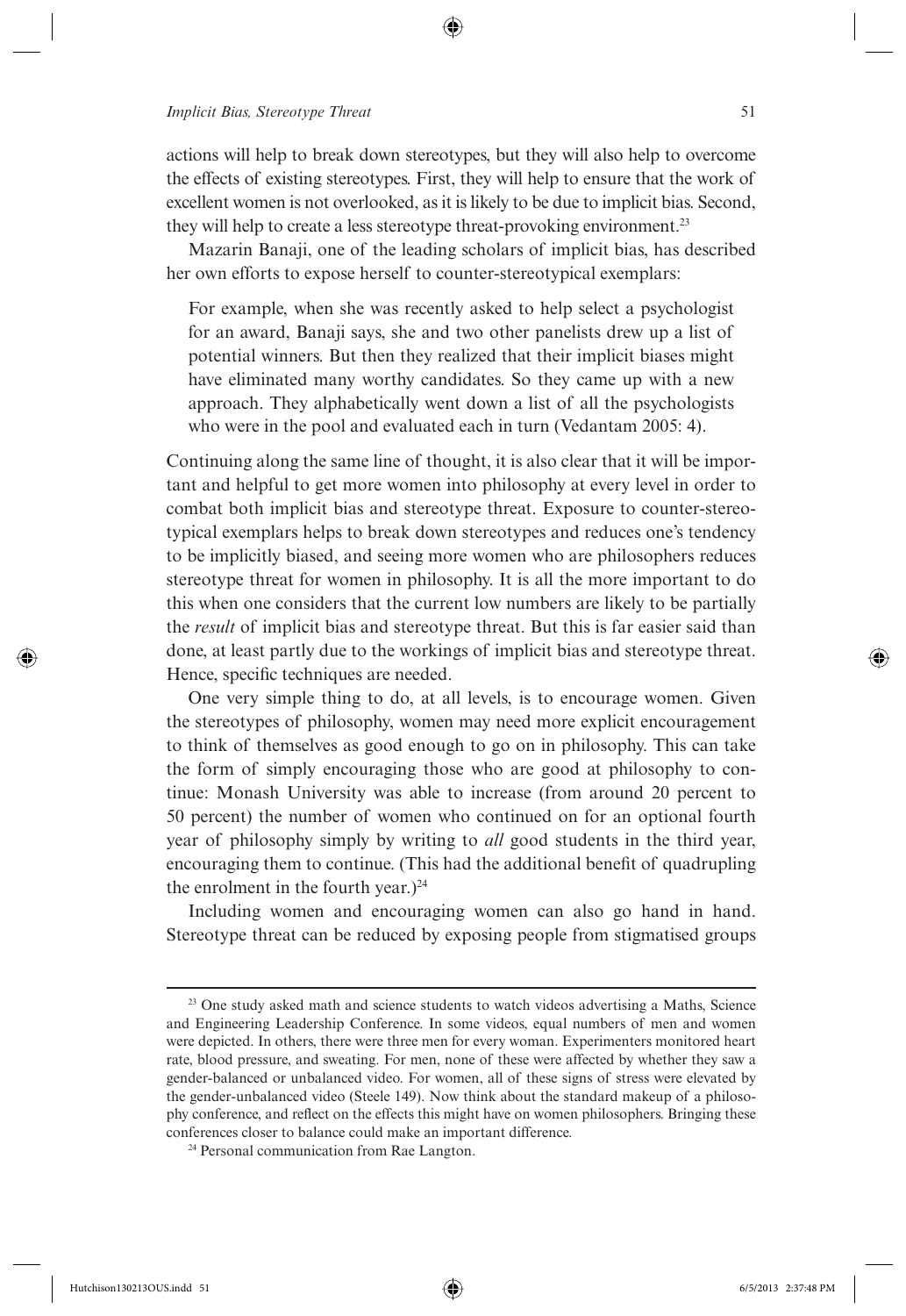actions will help to break down stereotypes, but they will also help to overcome the effects of existing stereotypes. First, they will help to ensure that the work of excellent women is not overlooked, as it is likely to be due to implicit bias. Second, they will help to create a less stereotype threat-provoking environment.[23]

Mazarin Banaji, one of the leading scholars of implicit bias, has described her own efforts to expose herself to counter-stereotypical exemplars:

> For example, when she was recently asked to help select a psychologist for an award, Banaji says, she and two other panelists drew up a list of potential winners. But then they realized that their implicit biases might have eliminated many worthy candidates. So they came up with a new approach. They alphabetically went down a list of all the psychologists who were in the pool and evaluated each in turn (Vedantam 2005: 4).

Continuing along the same line of thought, it is also clear that it will be important and helpful to get more women into philosophy at every level in order to combat both implicit bias and stereotype threat. Exposure to counter-stereotypical exemplars helps to break down stereotypes and reduces one's tendency to be implicitly biased, and seeing more women who are philosophers reduces stereotype threat for women in philosophy. It is all the more important to do this when one considers that the current low numbers are likely to be partially the *result* of implicit bias and stereotype threat. But this is far easier said than done, at least partly due to the workings of implicit bias and stereotype threat. Hence, specific techniques are needed.

One very simple thing to do, at all levels, is to encourage women. Given the stereotypes of philosophy, women may need more explicit encouragement to think of themselves as good enough to go on in philosophy. This can take the form of simply encouraging those who are good at philosophy to continue: Monash University was able to increase (from around 20 percent to 50 percent) the number of women who continued on for an optional fourth year of philosophy simply by writing to *all* good students in the third year, encouraging them to continue. (This had the additional benefit of quadrupling the enrolment in the fourth year.)[24]

Including women and encouraging women can also go hand in hand. Stereotype threat can be reduced by exposing people from stigmatised groups

---

[23] One study asked math and science students to watch videos advertising a Maths, Science and Engineering Leadership Conference. In some videos, equal numbers of men and women were depicted. In others, there were three men for every woman. Experimenters monitored heart rate, blood pressure, and sweating. For men, none of these were affected by whether they saw a gender-balanced or unbalanced video. For women, all of these signs of stress were elevated by the gender-unbalanced video (Steele 149). Now think about the standard makeup of a philosophy conference, and reflect on the effects this might have on women philosophers. Bringing these conferences closer to balance could make an important difference.

[24] Personal communication from Rae Langton.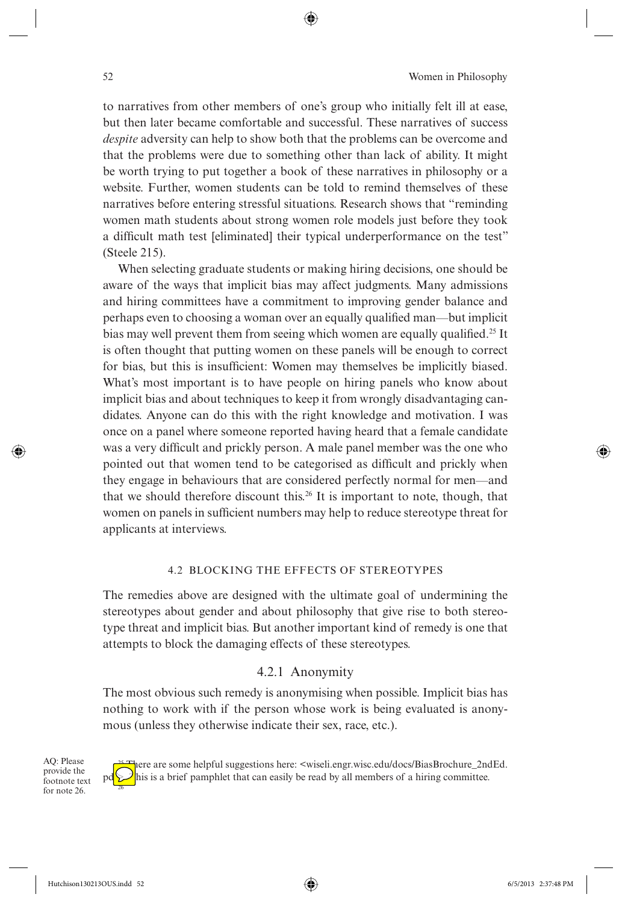to narratives from other members of one's group who initially felt ill at ease, but then later became comfortable and successful. These narratives of success *despite* adversity can help to show both that the problems can be overcome and that the problems were due to something other than lack of ability. It might be worth trying to put together a book of these narratives in philosophy or a website. Further, women students can be told to remind themselves of these narratives before entering stressful situations. Research shows that "reminding women math students about strong women role models just before they took a difficult math test [eliminated] their typical underperformance on the test" (Steele 215).

When selecting graduate students or making hiring decisions, one should be aware of the ways that implicit bias may affect judgments. Many admissions and hiring committees have a commitment to improving gender balance and perhaps even to choosing a woman over an equally qualified man—but implicit bias may well prevent them from seeing which women are equally qualified.[25] It is often thought that putting women on these panels will be enough to correct for bias, but this is insufficient: Women may themselves be implicitly biased. What's most important is to have people on hiring panels who know about implicit bias and about techniques to keep it from wrongly disadvantaging candidates. Anyone can do this with the right knowledge and motivation. I was once on a panel where someone reported having heard that a female candidate was a very difficult and prickly person. A male panel member was the one who pointed out that women tend to be categorised as difficult and prickly when they engage in behaviours that are considered perfectly normal for men—and that we should therefore discount this.[26] It is important to note, though, that women on panels in sufficient numbers may help to reduce stereotype threat for applicants at interviews.

## 4.2 BLOCKING THE EFFECTS OF STEREOTYPES

The remedies above are designed with the ultimate goal of undermining the stereotypes about gender and about philosophy that give rise to both stereotype threat and implicit bias. But another important kind of remedy is one that attempts to block the damaging effects of these stereotypes.

### 4.2.1 Anonymity

The most obvious such remedy is anonymising when possible. Implicit bias has nothing to work with if the person whose work is being evaluated is anonymous (unless they otherwise indicate their sex, race, etc.).

AQ: Please provide the footnote text for note 26.

[25] There are some helpful suggestions here: <wiseli.engr.wisc.edu/docs/BiasBrochure_2ndEd.pdf>. This is a brief pamphlet that can easily be read by all members of a hiring committee.

[26]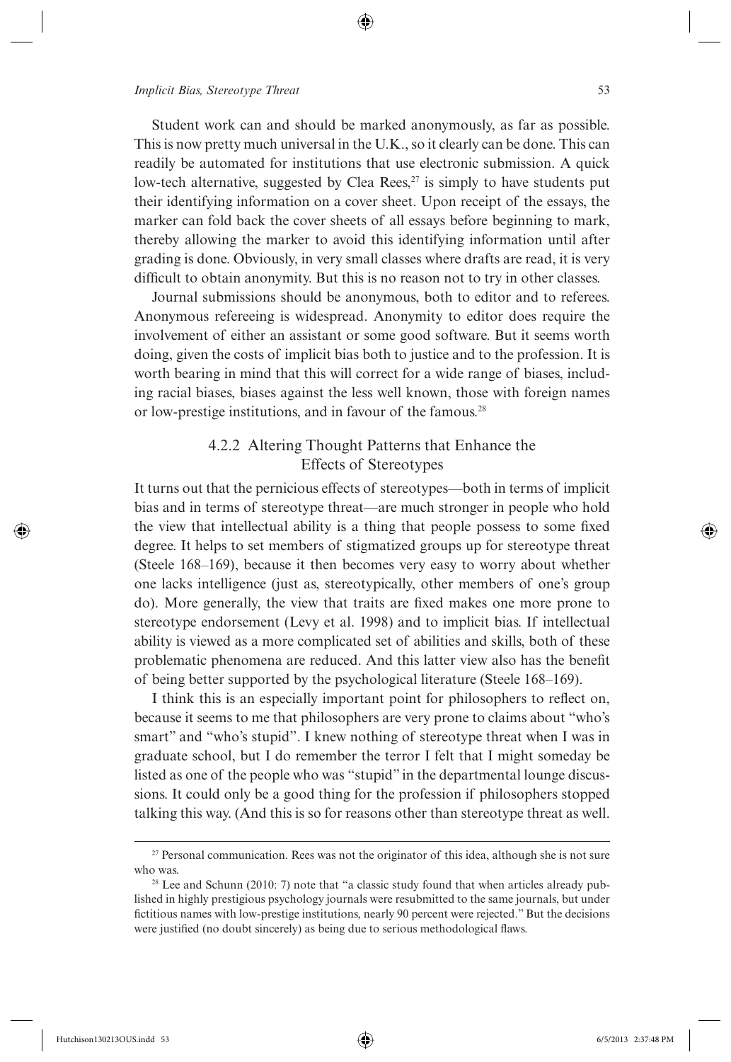Student work can and should be marked anonymously, as far as possible. This is now pretty much universal in the U.K., so it clearly can be done. This can readily be automated for institutions that use electronic submission. A quick low-tech alternative, suggested by Clea Rees,[27] is simply to have students put their identifying information on a cover sheet. Upon receipt of the essays, the marker can fold back the cover sheets of all essays before beginning to mark, thereby allowing the marker to avoid this identifying information until after grading is done. Obviously, in very small classes where drafts are read, it is very difficult to obtain anonymity. But this is no reason not to try in other classes.

Journal submissions should be anonymous, both to editor and to referees. Anonymous refereeing is widespread. Anonymity to editor does require the involvement of either an assistant or some good software. But it seems worth doing, given the costs of implicit bias both to justice and to the profession. It is worth bearing in mind that this will correct for a wide range of biases, including racial biases, biases against the less well known, those with foreign names or low-prestige institutions, and in favour of the famous.[28]

### 4.2.2 Altering Thought Patterns that Enhance the Effects of Stereotypes

It turns out that the pernicious effects of stereotypes—both in terms of implicit bias and in terms of stereotype threat—are much stronger in people who hold the view that intellectual ability is a thing that people possess to some fixed degree. It helps to set members of stigmatized groups up for stereotype threat (Steele 168–169), because it then becomes very easy to worry about whether one lacks intelligence (just as, stereotypically, other members of one's group do). More generally, the view that traits are fixed makes one more prone to stereotype endorsement (Levy et al. 1998) and to implicit bias. If intellectual ability is viewed as a more complicated set of abilities and skills, both of these problematic phenomena are reduced. And this latter view also has the benefit of being better supported by the psychological literature (Steele 168–169).

I think this is an especially important point for philosophers to reflect on, because it seems to me that philosophers are very prone to claims about "who's smart" and "who's stupid". I knew nothing of stereotype threat when I was in graduate school, but I do remember the terror I felt that I might someday be listed as one of the people who was "stupid" in the departmental lounge discussions. It could only be a good thing for the profession if philosophers stopped talking this way. (And this is so for reasons other than stereotype threat as well.

---

[27] Personal communication. Rees was not the originator of this idea, although she is not sure who was.

[28] Lee and Schunn (2010: 7) note that "a classic study found that when articles already published in highly prestigious psychology journals were resubmitted to the same journals, but under fictitious names with low-prestige institutions, nearly 90 percent were rejected." But the decisions were justified (no doubt sincerely) as being due to serious methodological flaws.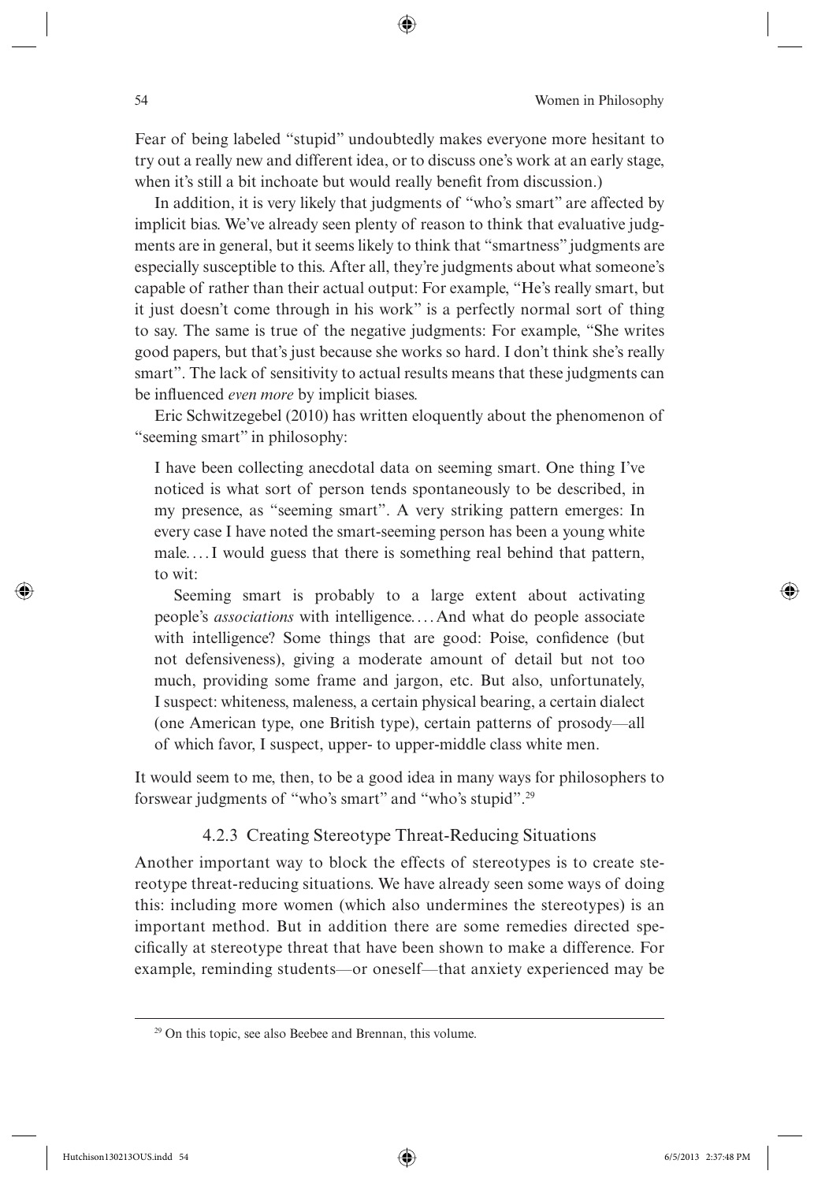Fear of being labeled "stupid" undoubtedly makes everyone more hesitant to try out a really new and different idea, or to discuss one's work at an early stage, when it's still a bit inchoate but would really benefit from discussion.)

In addition, it is very likely that judgments of "who's smart" are affected by implicit bias. We've already seen plenty of reason to think that evaluative judgments are in general, but it seems likely to think that "smartness" judgments are especially susceptible to this. After all, they're judgments about what someone's capable of rather than their actual output: For example, "He's really smart, but it just doesn't come through in his work" is a perfectly normal sort of thing to say. The same is true of the negative judgments: For example, "She writes good papers, but that's just because she works so hard. I don't think she's really smart". The lack of sensitivity to actual results means that these judgments can be influenced *even more* by implicit biases.

Eric Schwitzegebel (2010) has written eloquently about the phenomenon of "seeming smart" in philosophy:

> I have been collecting anecdotal data on seeming smart. One thing I've noticed is what sort of person tends spontaneously to be described, in my presence, as "seeming smart". A very striking pattern emerges: In every case I have noted the smart-seeming person has been a young white male. . . . I would guess that there is something real behind that pattern, to wit:
>
> Seeming smart is probably to a large extent about activating people's *associations* with intelligence. . . . And what do people associate with intelligence? Some things that are good: Poise, confidence (but not defensiveness), giving a moderate amount of detail but not too much, providing some frame and jargon, etc. But also, unfortunately, I suspect: whiteness, maleness, a certain physical bearing, a certain dialect (one American type, one British type), certain patterns of prosody—all of which favor, I suspect, upper- to upper-middle class white men.

It would seem to me, then, to be a good idea in many ways for philosophers to forswear judgments of "who's smart" and "who's stupid".[29]

### 4.2.3 Creating Stereotype Threat-Reducing Situations

Another important way to block the effects of stereotypes is to create stereotype threat-reducing situations. We have already seen some ways of doing this: including more women (which also undermines the stereotypes) is an important method. But in addition there are some remedies directed specifically at stereotype threat that have been shown to make a difference. For example, reminding students—or oneself—that anxiety experienced may be

---

[29] On this topic, see also Beebee and Brennan, this volume.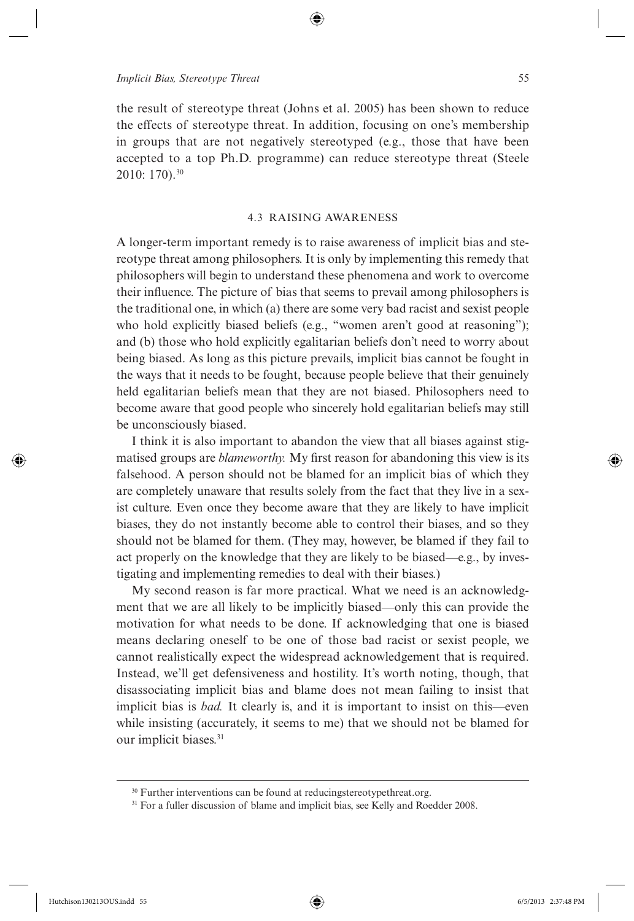the result of stereotype threat (Johns et al. 2005) has been shown to reduce the effects of stereotype threat. In addition, focusing on one's membership in groups that are not negatively stereotyped (e.g., those that have been accepted to a top Ph.D. programme) can reduce stereotype threat (Steele 2010: 170).[30]

### 4.3 RAISING AWARENESS

A longer-term important remedy is to raise awareness of implicit bias and stereotype threat among philosophers. It is only by implementing this remedy that philosophers will begin to understand these phenomena and work to overcome their influence. The picture of bias that seems to prevail among philosophers is the traditional one, in which (a) there are some very bad racist and sexist people who hold explicitly biased beliefs (e.g., "women aren't good at reasoning"); and (b) those who hold explicitly egalitarian beliefs don't need to worry about being biased. As long as this picture prevails, implicit bias cannot be fought in the ways that it needs to be fought, because people believe that their genuinely held egalitarian beliefs mean that they are not biased. Philosophers need to become aware that good people who sincerely hold egalitarian beliefs may still be unconsciously biased.

I think it is also important to abandon the view that all biases against stigmatised groups are *blameworthy.* My first reason for abandoning this view is its falsehood. A person should not be blamed for an implicit bias of which they are completely unaware that results solely from the fact that they live in a sexist culture. Even once they become aware that they are likely to have implicit biases, they do not instantly become able to control their biases, and so they should not be blamed for them. (They may, however, be blamed if they fail to act properly on the knowledge that they are likely to be biased—e.g., by investigating and implementing remedies to deal with their biases.)

My second reason is far more practical. What we need is an acknowledgment that we are all likely to be implicitly biased—only this can provide the motivation for what needs to be done. If acknowledging that one is biased means declaring oneself to be one of those bad racist or sexist people, we cannot realistically expect the widespread acknowledgement that is required. Instead, we'll get defensiveness and hostility. It's worth noting, though, that disassociating implicit bias and blame does not mean failing to insist that implicit bias is *bad.* It clearly is, and it is important to insist on this—even while insisting (accurately, it seems to me) that we should not be blamed for our implicit biases.[31]

---

[30] Further interventions can be found at reducingstereotypethreat.org.

[31] For a fuller discussion of blame and implicit bias, see Kelly and Roedder 2008.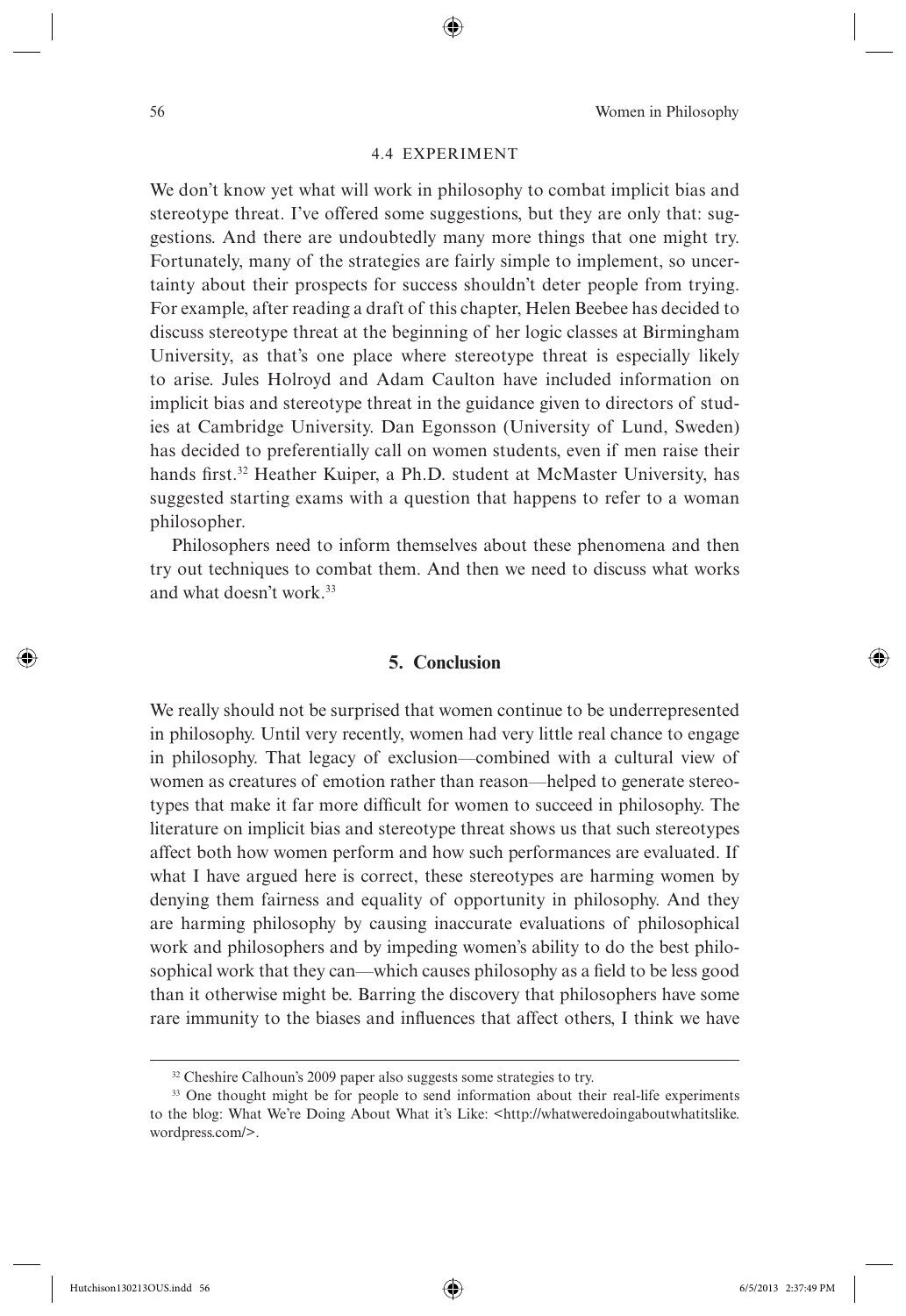### 4.4 EXPERIMENT

We don't know yet what will work in philosophy to combat implicit bias and stereotype threat. I've offered some suggestions, but they are only that: suggestions. And there are undoubtedly many more things that one might try. Fortunately, many of the strategies are fairly simple to implement, so uncertainty about their prospects for success shouldn't deter people from trying. For example, after reading a draft of this chapter, Helen Beebee has decided to discuss stereotype threat at the beginning of her logic classes at Birmingham University, as that's one place where stereotype threat is especially likely to arise. Jules Holroyd and Adam Caulton have included information on implicit bias and stereotype threat in the guidance given to directors of studies at Cambridge University. Dan Egonsson (University of Lund, Sweden) has decided to preferentially call on women students, even if men raise their hands first.[32] Heather Kuiper, a Ph.D. student at McMaster University, has suggested starting exams with a question that happens to refer to a woman philosopher.

Philosophers need to inform themselves about these phenomena and then try out techniques to combat them. And then we need to discuss what works and what doesn't work.[33]

## 5. Conclusion

We really should not be surprised that women continue to be underrepresented in philosophy. Until very recently, women had very little real chance to engage in philosophy. That legacy of exclusion—combined with a cultural view of women as creatures of emotion rather than reason—helped to generate stereotypes that make it far more difficult for women to succeed in philosophy. The literature on implicit bias and stereotype threat shows us that such stereotypes affect both how women perform and how such performances are evaluated. If what I have argued here is correct, these stereotypes are harming women by denying them fairness and equality of opportunity in philosophy. And they are harming philosophy by causing inaccurate evaluations of philosophical work and philosophers and by impeding women's ability to do the best philosophical work that they can—which causes philosophy as a field to be less good than it otherwise might be. Barring the discovery that philosophers have some rare immunity to the biases and influences that affect others, I think we have

---

[32] Cheshire Calhoun's 2009 paper also suggests some strategies to try.

[33] One thought might be for people to send information about their real-life experiments to the blog: What We're Doing About What it's Like: <http://whatweredoingaboutwhatitslike.wordpress.com/>.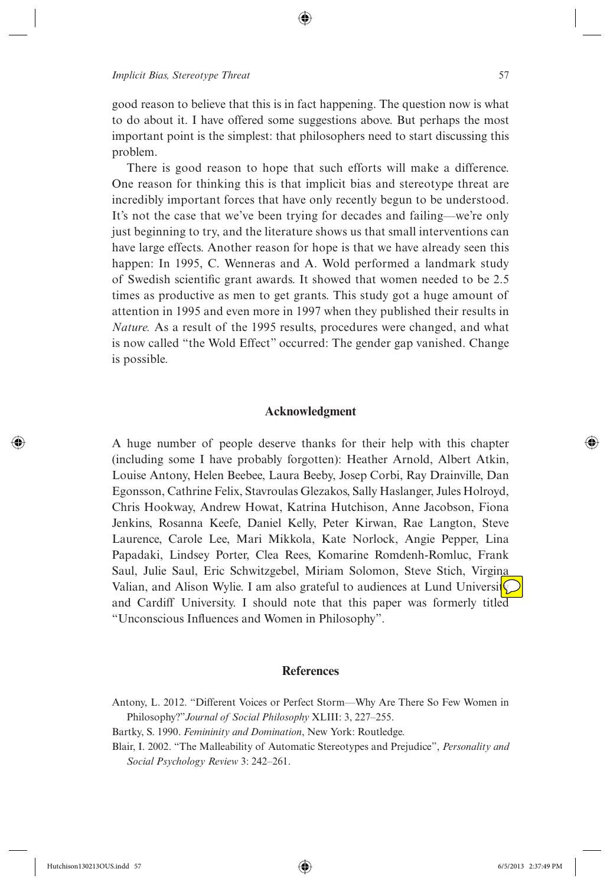good reason to believe that this is in fact happening. The question now is what to do about it. I have offered some suggestions above. But perhaps the most important point is the simplest: that philosophers need to start discussing this problem.

There is good reason to hope that such efforts will make a difference. One reason for thinking this is that implicit bias and stereotype threat are incredibly important forces that have only recently begun to be understood. It's not the case that we've been trying for decades and failing—we're only just beginning to try, and the literature shows us that small interventions can have large effects. Another reason for hope is that we have already seen this happen: In 1995, C. Wenneras and A. Wold performed a landmark study of Swedish scientific grant awards. It showed that women needed to be 2.5 times as productive as men to get grants. This study got a huge amount of attention in 1995 and even more in 1997 when they published their results in *Nature.* As a result of the 1995 results, procedures were changed, and what is now called "the Wold Effect" occurred: The gender gap vanished. Change is possible.

## Acknowledgment

A huge number of people deserve thanks for their help with this chapter (including some I have probably forgotten): Heather Arnold, Albert Atkin, Louise Antony, Helen Beebee, Laura Beeby, Josep Corbi, Ray Drainville, Dan Egonsson, Cathrine Felix, Stavroulas Glezakos, Sally Haslanger, Jules Holroyd, Chris Hookway, Andrew Howat, Katrina Hutchison, Anne Jacobson, Fiona Jenkins, Rosanna Keefe, Daniel Kelly, Peter Kirwan, Rae Langton, Steve Laurence, Carole Lee, Mari Mikkola, Kate Norlock, Angie Pepper, Lina Papadaki, Lindsey Porter, Clea Rees, Komarine Romdenh-Romluc, Frank Saul, Julie Saul, Eric Schwitzgebel, Miriam Solomon, Steve Stich, Virgina Valian, and Alison Wylie. I am also grateful to audiences at Lund University and Cardiff University. I should note that this paper was formerly titled "Unconscious Influences and Women in Philosophy".

## References

Antony, L. 2012. "Different Voices or Perfect Storm—Why Are There So Few Women in Philosophy?" *Journal of Social Philosophy* XLIII: 3, 227–255.

Bartky, S. 1990. *Femininity and Domination*, New York: Routledge.

Blair, I. 2002. "The Malleability of Automatic Stereotypes and Prejudice", *Personality and Social Psychology Review* 3: 242–261.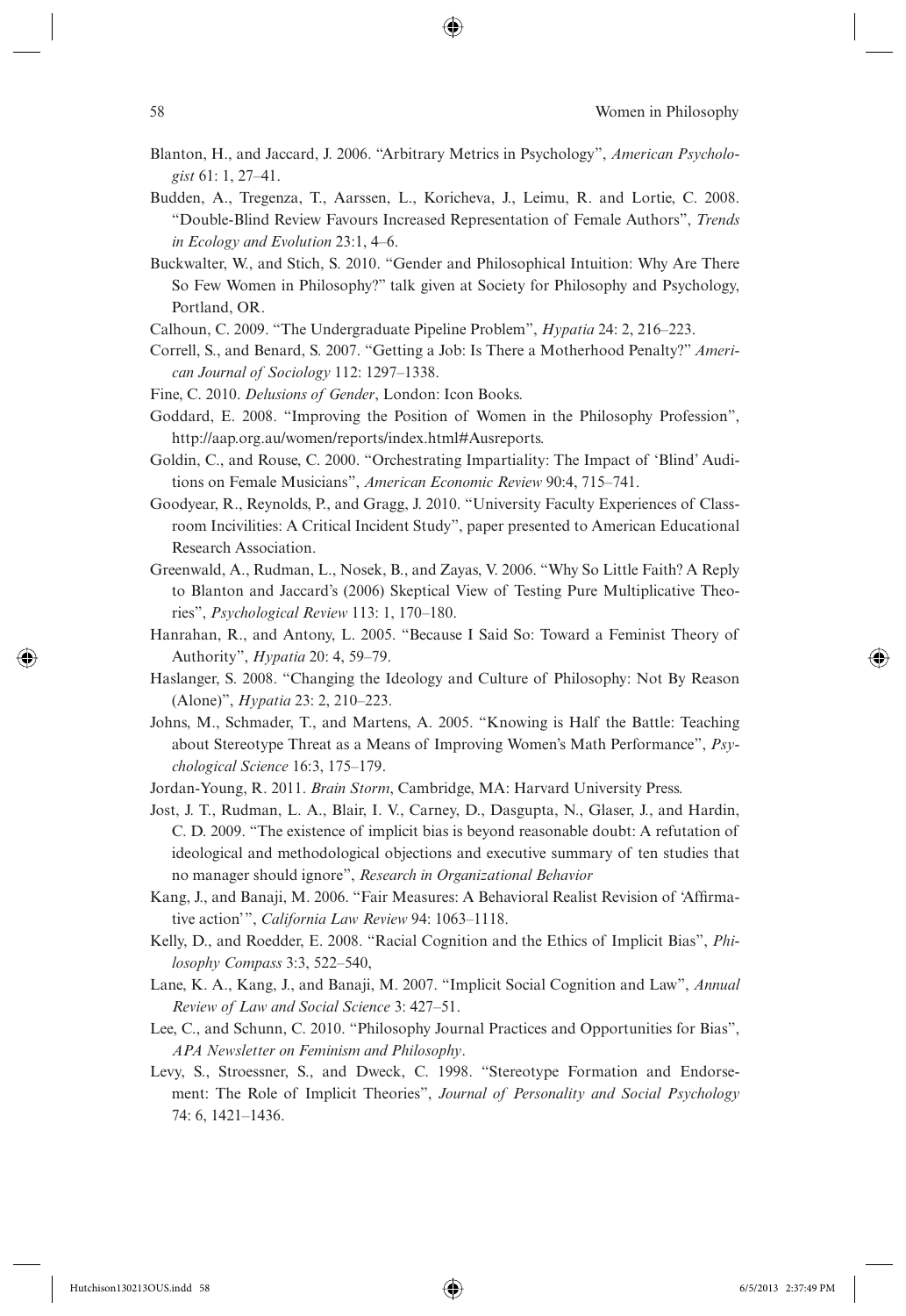Blanton, H., and Jaccard, J. 2006. "Arbitrary Metrics in Psychology", *American Psychologist* 61: 1, 27–41.

Budden, A., Tregenza, T., Aarssen, L., Koricheva, J., Leimu, R. and Lortie, C. 2008. "Double-Blind Review Favours Increased Representation of Female Authors", *Trends in Ecology and Evolution* 23:1, 4–6.

Buckwalter, W., and Stich, S. 2010. "Gender and Philosophical Intuition: Why Are There So Few Women in Philosophy?" talk given at Society for Philosophy and Psychology, Portland, OR.

Calhoun, C. 2009. "The Undergraduate Pipeline Problem", *Hypatia* 24: 2, 216–223.

Correll, S., and Benard, S. 2007. "Getting a Job: Is There a Motherhood Penalty?" *American Journal of Sociology* 112: 1297–1338.

Fine, C. 2010. *Delusions of Gender*, London: Icon Books.

Goddard, E. 2008. "Improving the Position of Women in the Philosophy Profession", http://aap.org.au/women/reports/index.html#Ausreports.

Goldin, C., and Rouse, C. 2000. "Orchestrating Impartiality: The Impact of 'Blind' Auditions on Female Musicians", *American Economic Review* 90:4, 715–741.

Goodyear, R., Reynolds, P., and Gragg, J. 2010. "University Faculty Experiences of Classroom Incivilities: A Critical Incident Study", paper presented to American Educational Research Association.

Greenwald, A., Rudman, L., Nosek, B., and Zayas, V. 2006. "Why So Little Faith? A Reply to Blanton and Jaccard's (2006) Skeptical View of Testing Pure Multiplicative Theories", *Psychological Review* 113: 1, 170–180.

Hanrahan, R., and Antony, L. 2005. "Because I Said So: Toward a Feminist Theory of Authority", *Hypatia* 20: 4, 59–79.

Haslanger, S. 2008. "Changing the Ideology and Culture of Philosophy: Not By Reason (Alone)", *Hypatia* 23: 2, 210–223.

Johns, M., Schmader, T., and Martens, A. 2005. "Knowing is Half the Battle: Teaching about Stereotype Threat as a Means of Improving Women's Math Performance", *Psychological Science* 16:3, 175–179.

Jordan-Young, R. 2011. *Brain Storm*, Cambridge, MA: Harvard University Press.

Jost, J. T., Rudman, L. A., Blair, I. V., Carney, D., Dasgupta, N., Glaser, J., and Hardin, C. D. 2009. "The existence of implicit bias is beyond reasonable doubt: A refutation of ideological and methodological objections and executive summary of ten studies that no manager should ignore", *Research in Organizational Behavior*

Kang, J., and Banaji, M. 2006. "Fair Measures: A Behavioral Realist Revision of 'Affirmative action'", *California Law Review* 94: 1063–1118.

Kelly, D., and Roedder, E. 2008. "Racial Cognition and the Ethics of Implicit Bias", *Philosophy Compass* 3:3, 522–540,

Lane, K. A., Kang, J., and Banaji, M. 2007. "Implicit Social Cognition and Law", *Annual Review of Law and Social Science* 3: 427–51.

Lee, C., and Schunn, C. 2010. "Philosophy Journal Practices and Opportunities for Bias", *APA Newsletter on Feminism and Philosophy*.

Levy, S., Stroessner, S., and Dweck, C. 1998. "Stereotype Formation and Endorsement: The Role of Implicit Theories", *Journal of Personality and Social Psychology* 74: 6, 1421–1436.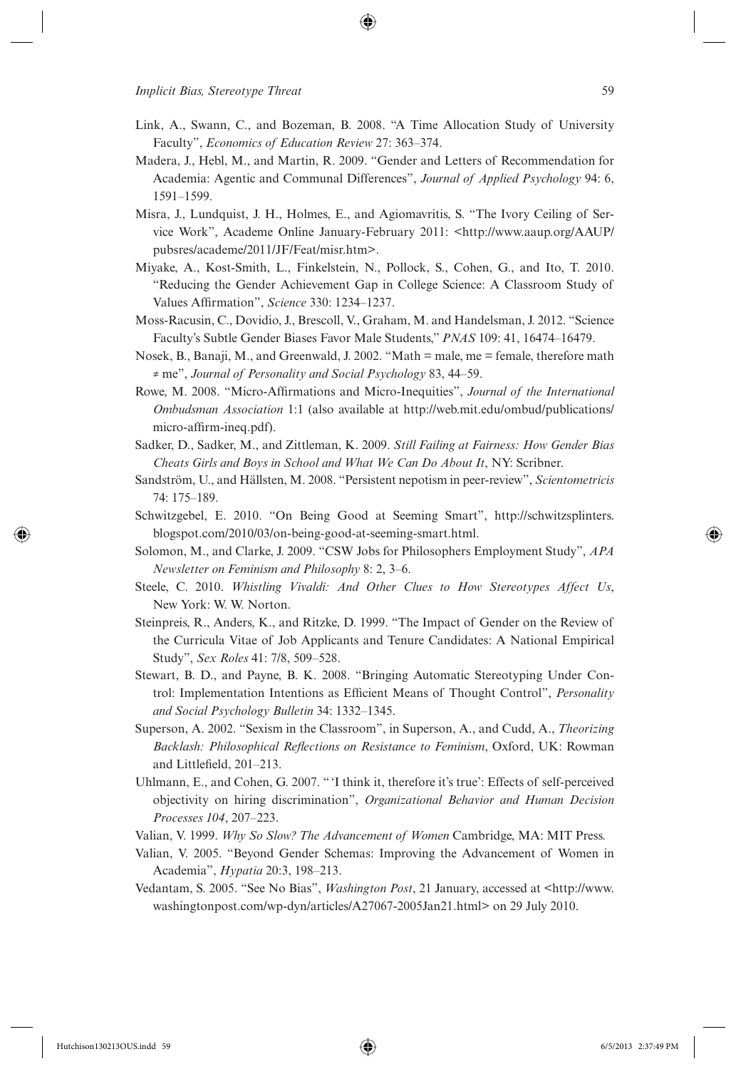Link, A., Swann, C., and Bozeman, B. 2008. "A Time Allocation Study of University Faculty", *Economics of Education Review* 27: 363–374.

Madera, J., Hebl, M., and Martin, R. 2009. "Gender and Letters of Recommendation for Academia: Agentic and Communal Differences", *Journal of Applied Psychology* 94: 6, 1591–1599.

Misra, J., Lundquist, J. H., Holmes, E., and Agiomavritis, S. "The Ivory Ceiling of Service Work", Academe Online January-February 2011: <http://www.aaup.org/AAUP/pubsres/academe/2011/JF/Feat/misr.htm>.

Miyake, A., Kost-Smith, L., Finkelstein, N., Pollock, S., Cohen, G., and Ito, T. 2010. "Reducing the Gender Achievement Gap in College Science: A Classroom Study of Values Affirmation", *Science* 330: 1234–1237.

Moss-Racusin, C., Dovidio, J., Brescoll, V., Graham, M. and Handelsman, J. 2012. "Science Faculty's Subtle Gender Biases Favor Male Students," *PNAS* 109: 41, 16474–16479.

Nosek, B., Banaji, M., and Greenwald, J. 2002. "Math = male, me = female, therefore math ≠ me", *Journal of Personality and Social Psychology* 83, 44–59.

Rowe, M. 2008. "Micro-Affirmations and Micro-Inequities", *Journal of the International Ombudsman Association* 1:1 (also available at http://web.mit.edu/ombud/publications/micro-affirm-ineq.pdf).

Sadker, D., Sadker, M., and Zittleman, K. 2009. *Still Failing at Fairness: How Gender Bias Cheats Girls and Boys in School and What We Can Do About It*, NY: Scribner.

Sandström, U., and Hällsten, M. 2008. "Persistent nepotism in peer-review", *Scientometricis* 74: 175–189.

Schwitzgebel, E. 2010. "On Being Good at Seeming Smart", http://schwitzsplinters.blogspot.com/2010/03/on-being-good-at-seeming-smart.html.

Solomon, M., and Clarke, J. 2009. "CSW Jobs for Philosophers Employment Study", *APA Newsletter on Feminism and Philosophy* 8: 2, 3–6.

Steele, C. 2010. *Whistling Vivaldi: And Other Clues to How Stereotypes Affect Us*, New York: W. W. Norton.

Steinpreis, R., Anders, K., and Ritzke, D. 1999. "The Impact of Gender on the Review of the Curricula Vitae of Job Applicants and Tenure Candidates: A National Empirical Study", *Sex Roles* 41: 7/8, 509–528.

Stewart, B. D., and Payne, B. K. 2008. "Bringing Automatic Stereotyping Under Control: Implementation Intentions as Efficient Means of Thought Control", *Personality and Social Psychology Bulletin* 34: 1332–1345.

Superson, A. 2002. "Sexism in the Classroom", in Superson, A., and Cudd, A., *Theorizing Backlash: Philosophical Reflections on Resistance to Feminism*, Oxford, UK: Rowman and Littlefield, 201–213.

Uhlmann, E., and Cohen, G. 2007. "'I think it, therefore it's true': Effects of self-perceived objectivity on hiring discrimination", *Organizational Behavior and Human Decision Processes 104*, 207–223.

Valian, V. 1999. *Why So Slow? The Advancement of Women* Cambridge, MA: MIT Press.

Valian, V. 2005. "Beyond Gender Schemas: Improving the Advancement of Women in Academia", *Hypatia* 20:3, 198–213.

Vedantam, S. 2005. "See No Bias", *Washington Post*, 21 January, accessed at <http://www.washingtonpost.com/wp-dyn/articles/A27067-2005Jan21.html> on 29 July 2010.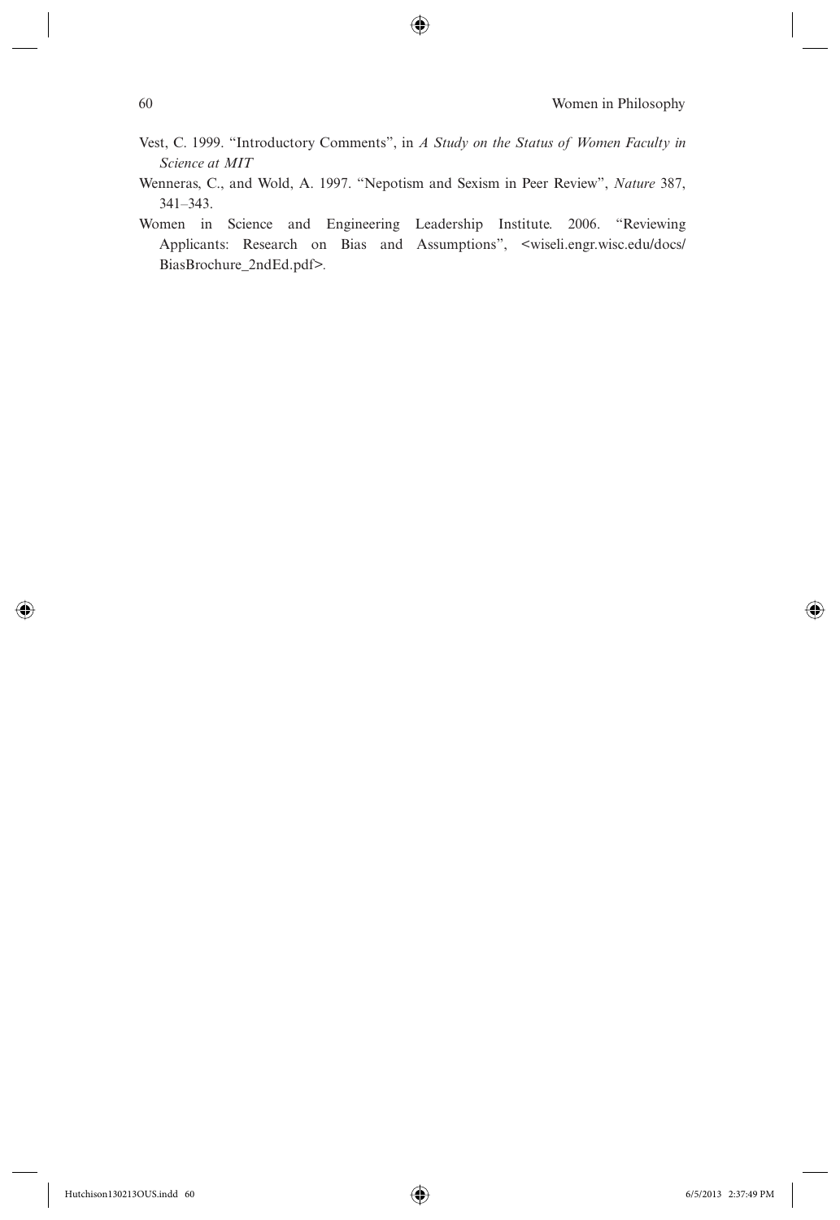Vest, C. 1999. "Introductory Comments", in *A Study on the Status of Women Faculty in Science at MIT*

Wenneras, C., and Wold, A. 1997. "Nepotism and Sexism in Peer Review", *Nature* 387, 341–343.

Women in Science and Engineering Leadership Institute. 2006. "Reviewing Applicants: Research on Bias and Assumptions", <wiseli.engr.wisc.edu/docs/BiasBrochure_2ndEd.pdf>.